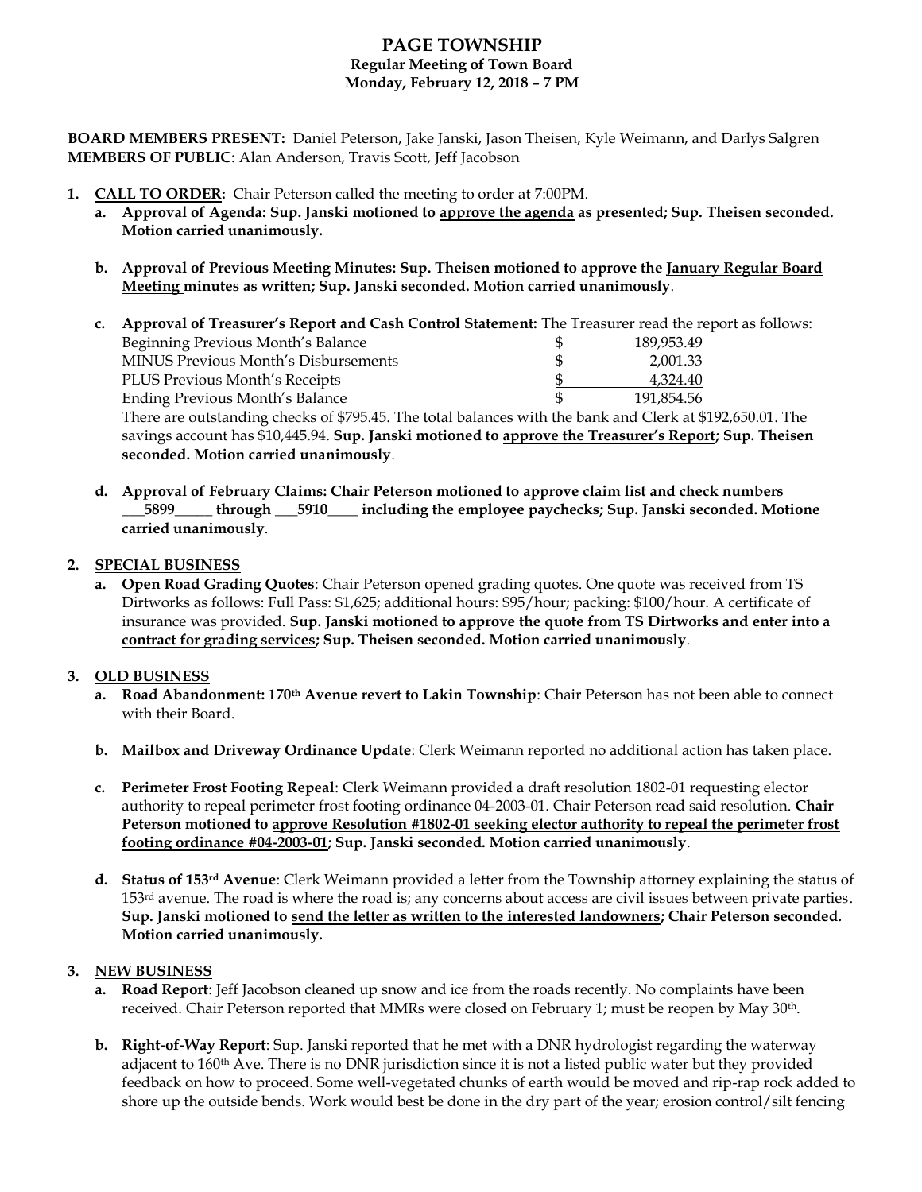# PAGE TOWNSHIP

**Regular Meeting of Town Board**
**Monday, February 12, 2018 – 7 PM**

**BOARD MEMBERS PRESENT:** Daniel Peterson, Jake Janski, Jason Theisen, Kyle Weimann, and Darlys Salgren
**MEMBERS OF PUBLIC**: Alan Anderson, Travis Scott, Jeff Jacobson

1. **CALL TO ORDER:** Chair Peterson called the meeting to order at 7:00PM.
   a. **Approval of Agenda: Sup. Janski motioned to approve the agenda as presented; Sup. Theisen seconded. Motion carried unanimously.**

   b. **Approval of Previous Meeting Minutes: Sup. Theisen motioned to approve the January Regular Board Meeting minutes as written; Sup. Janski seconded. Motion carried unanimously**.

   c. **Approval of Treasurer's Report and Cash Control Statement:** The Treasurer read the report as follows:

   | | | |
   |---|---|---|
   | Beginning Previous Month's Balance | $ | 189,953.49 |
   | MINUS Previous Month's Disbursements | $ | 2,001.33 |
   | PLUS Previous Month's Receipts | $ | 4,324.40 |
   | Ending Previous Month's Balance | $ | 191,854.56 |

   There are outstanding checks of $795.45. The total balances with the bank and Clerk at $192,650.01. The savings account has $10,445.94. **Sup. Janski motioned to approve the Treasurer's Report; Sup. Theisen seconded. Motion carried unanimously**.

   d. **Approval of February Claims: Chair Peterson motioned to approve claim list and check numbers ___5899_____ through ___5910____ including the employee paychecks; Sup. Janski seconded. Motione carried unanimously**.

2. **SPECIAL BUSINESS**
   a. **Open Road Grading Quotes**: Chair Peterson opened grading quotes. One quote was received from TS Dirtworks as follows: Full Pass: $1,625; additional hours: $95/hour; packing: $100/hour. A certificate of insurance was provided. **Sup. Janski motioned to approve the quote from TS Dirtworks and enter into a contract for grading services; Sup. Theisen seconded. Motion carried unanimously**.

3. **OLD BUSINESS**
   a. **Road Abandonment: 170th Avenue revert to Lakin Township**: Chair Peterson has not been able to connect with their Board.

   b. **Mailbox and Driveway Ordinance Update**: Clerk Weimann reported no additional action has taken place.

   c. **Perimeter Frost Footing Repeal**: Clerk Weimann provided a draft resolution 1802-01 requesting elector authority to repeal perimeter frost footing ordinance 04-2003-01. Chair Peterson read said resolution. **Chair Peterson motioned to approve Resolution #1802-01 seeking elector authority to repeal the perimeter frost footing ordinance #04-2003-01; Sup. Janski seconded. Motion carried unanimously**.

   d. **Status of 153rd Avenue**: Clerk Weimann provided a letter from the Township attorney explaining the status of 153rd avenue. The road is where the road is; any concerns about access are civil issues between private parties. **Sup. Janski motioned to send the letter as written to the interested landowners; Chair Peterson seconded. Motion carried unanimously.**

3. **NEW BUSINESS**
   a. **Road Report**: Jeff Jacobson cleaned up snow and ice from the roads recently. No complaints have been received. Chair Peterson reported that MMRs were closed on February 1; must be reopen by May 30th.

   b. **Right-of-Way Report**: Sup. Janski reported that he met with a DNR hydrologist regarding the waterway adjacent to 160th Ave. There is no DNR jurisdiction since it is not a listed public water but they provided feedback on how to proceed. Some well-vegetated chunks of earth would be moved and rip-rap rock added to shore up the outside bends. Work would best be done in the dry part of the year; erosion control/silt fencing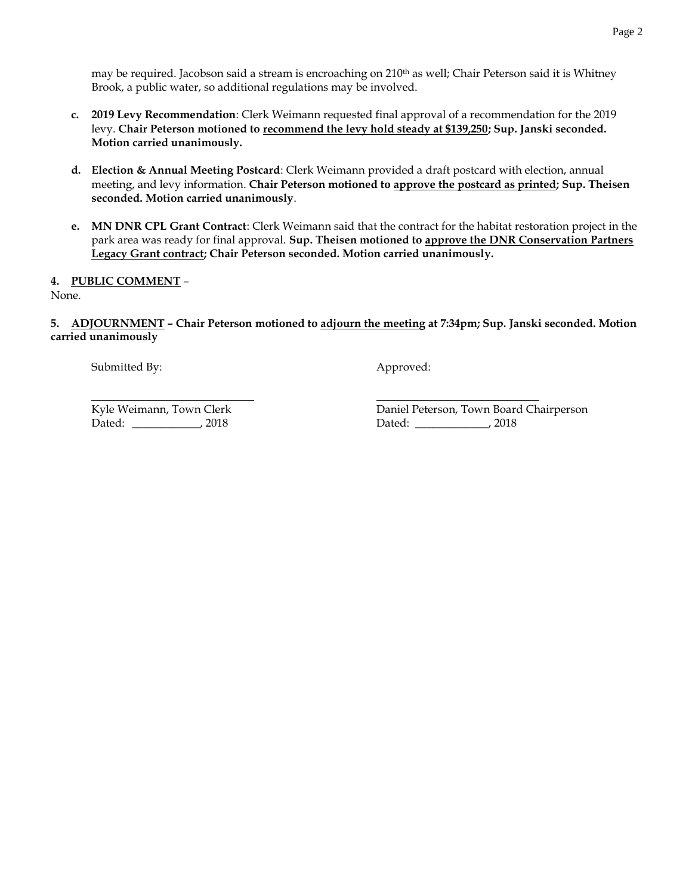may be required. Jacobson said a stream is encroaching on 210th as well; Chair Peterson said it is Whitney Brook, a public water, so additional regulations may be involved.

c. **2019 Levy Recommendation**: Clerk Weimann requested final approval of a recommendation for the 2019 levy. **Chair Peterson motioned to <u>recommend the levy hold steady at $139,250</u>; Sup. Janski seconded. Motion carried unanimously.**

d. **Election & Annual Meeting Postcard**: Clerk Weimann provided a draft postcard with election, annual meeting, and levy information. **Chair Peterson motioned to <u>approve the postcard as printed</u>; Sup. Theisen seconded. Motion carried unanimously**.

e. **MN DNR CPL Grant Contract**: Clerk Weimann said that the contract for the habitat restoration project in the park area was ready for final approval. **Sup. Theisen motioned to <u>approve the DNR Conservation Partners Legacy Grant contract</u>; Chair Peterson seconded. Motion carried unanimously.**

**4. <u>PUBLIC COMMENT</u>** –
None.

**5. <u>ADJOURNMENT</u> – Chair Peterson motioned to <u>adjourn the meeting</u> at 7:34pm; Sup. Janski seconded. Motion carried unanimously**

Submitted By:

______________________________
Kyle Weimann, Town Clerk
Dated: ____________, 2018

Approved:

______________________________
Daniel Peterson, Town Board Chairperson
Dated: _____________, 2018